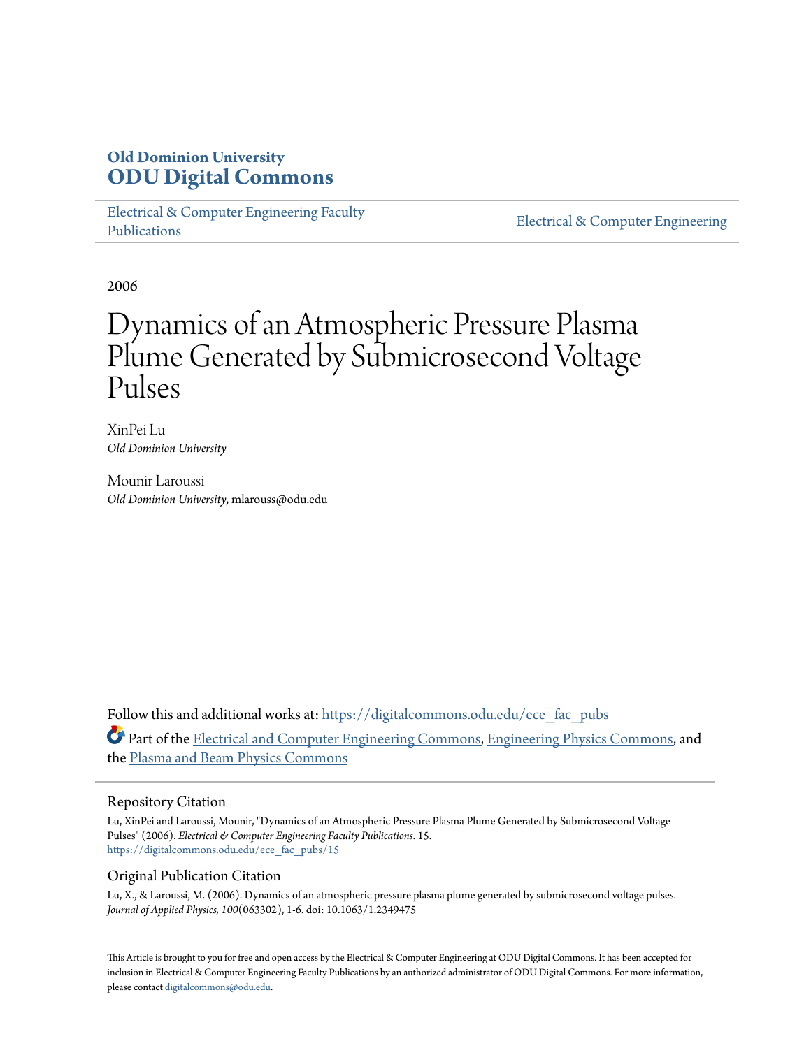**Old Dominion University**
# ODU Digital Commons

Electrical & Computer Engineering Faculty Publications

Electrical & Computer Engineering

2006

# Dynamics of an Atmospheric Pressure Plasma Plume Generated by Submicrosecond Voltage Pulses

XinPei Lu
*Old Dominion University*

Mounir Laroussi
*Old Dominion University*, mlarouss@odu.edu

Follow this and additional works at: https://digitalcommons.odu.edu/ece_fac_pubs

Part of the Electrical and Computer Engineering Commons, Engineering Physics Commons, and the Plasma and Beam Physics Commons

## Repository Citation

Lu, XinPei and Laroussi, Mounir, "Dynamics of an Atmospheric Pressure Plasma Plume Generated by Submicrosecond Voltage Pulses" (2006). *Electrical & Computer Engineering Faculty Publications*. 15.
https://digitalcommons.odu.edu/ece_fac_pubs/15

## Original Publication Citation

Lu, X., & Laroussi, M. (2006). Dynamics of an atmospheric pressure plasma plume generated by submicrosecond voltage pulses. *Journal of Applied Physics, 100*(063302), 1-6. doi: 10.1063/1.2349475

This Article is brought to you for free and open access by the Electrical & Computer Engineering at ODU Digital Commons. It has been accepted for inclusion in Electrical & Computer Engineering Faculty Publications by an authorized administrator of ODU Digital Commons. For more information, please contact digitalcommons@odu.edu.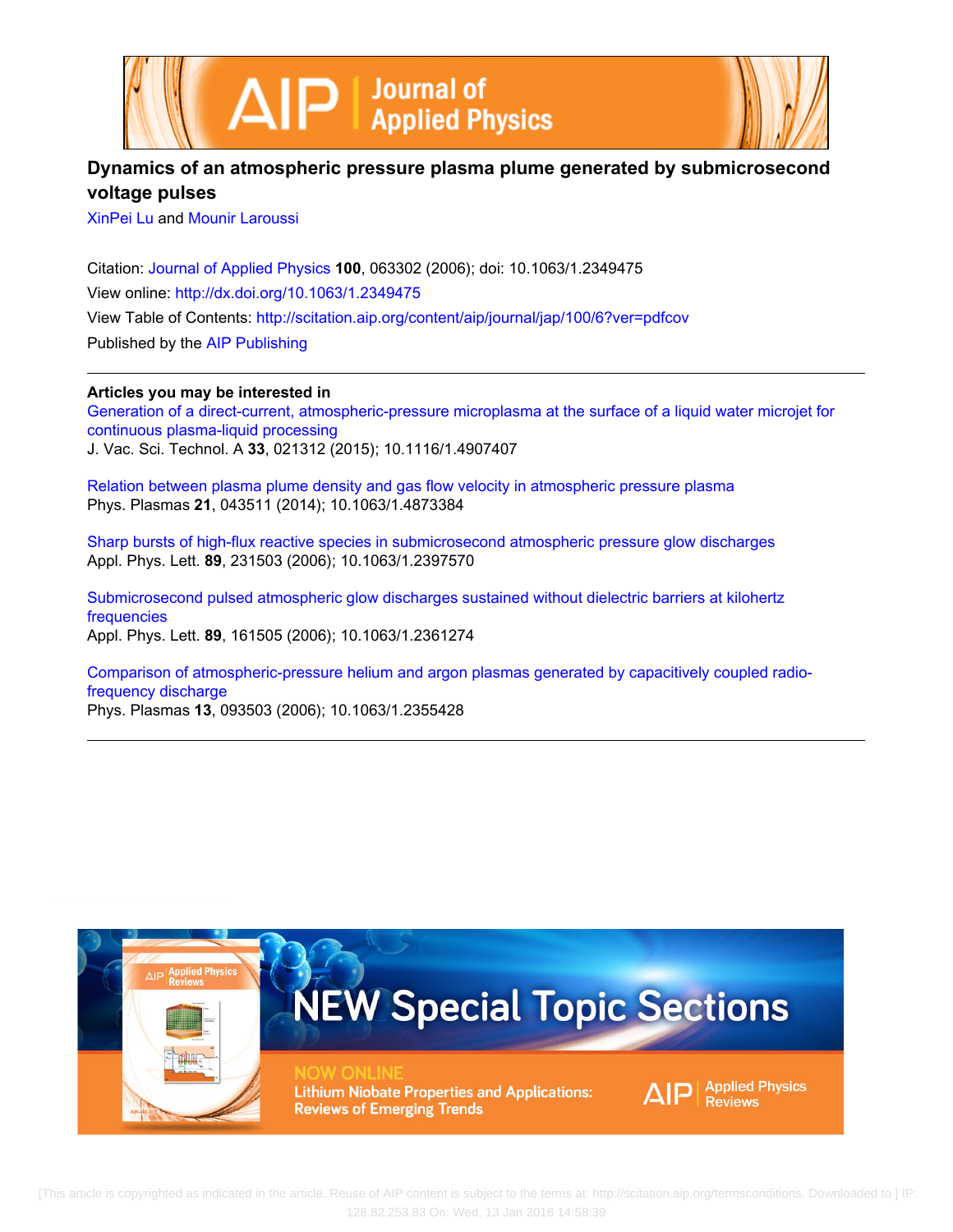# Dynamics of an atmospheric pressure plasma plume generated by submicrosecond voltage pulses

XinPei Lu and Mounir Laroussi

Citation: Journal of Applied Physics **100**, 063302 (2006); doi: 10.1063/1.2349475

View online: http://dx.doi.org/10.1063/1.2349475

View Table of Contents: http://scitation.aip.org/content/aip/journal/jap/100/6?ver=pdfcov

Published by the AIP Publishing

---

**Articles you may be interested in**

Generation of a direct-current, atmospheric-pressure microplasma at the surface of a liquid water microjet for continuous plasma-liquid processing
J. Vac. Sci. Technol. A **33**, 021312 (2015); 10.1116/1.4907407

Relation between plasma plume density and gas flow velocity in atmospheric pressure plasma
Phys. Plasmas **21**, 043511 (2014); 10.1063/1.4873384

Sharp bursts of high-flux reactive species in submicrosecond atmospheric pressure glow discharges
Appl. Phys. Lett. **89**, 231503 (2006); 10.1063/1.2397570

Submicrosecond pulsed atmospheric glow discharges sustained without dielectric barriers at kilohertz frequencies
Appl. Phys. Lett. **89**, 161505 (2006); 10.1063/1.2361274

Comparison of atmospheric-pressure helium and argon plasmas generated by capacitively coupled radio-frequency discharge
Phys. Plasmas **13**, 093503 (2006); 10.1063/1.2355428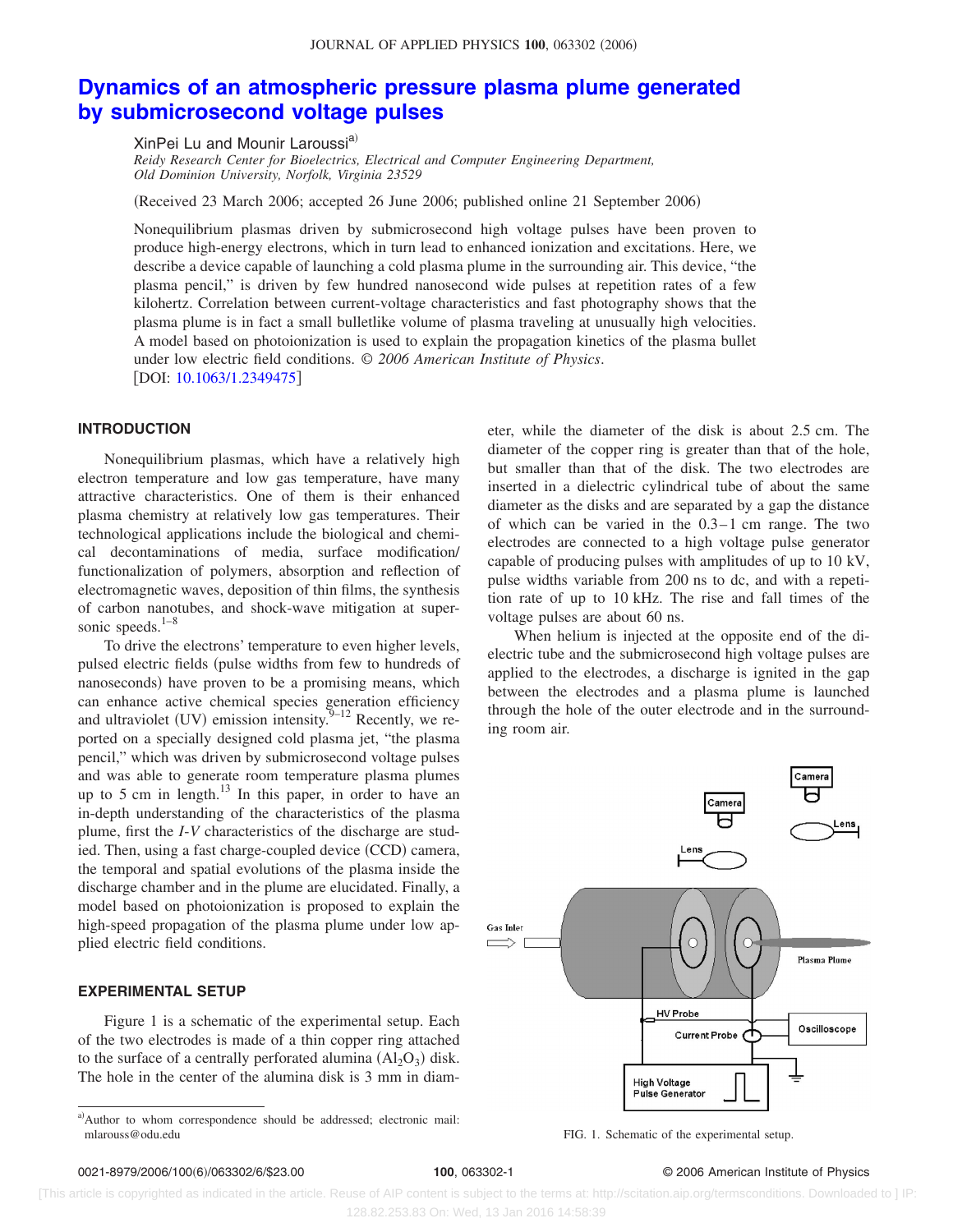# Dynamics of an atmospheric pressure plasma plume generated by submicrosecond voltage pulses

XinPei Lu and Mounir Laroussi[a)]

*Reidy Research Center for Bioelectrics, Electrical and Computer Engineering Department, Old Dominion University, Norfolk, Virginia 23529*

(Received 23 March 2006; accepted 26 June 2006; published online 21 September 2006)

Nonequilibrium plasmas driven by submicrosecond high voltage pulses have been proven to produce high-energy electrons, which in turn lead to enhanced ionization and excitations. Here, we describe a device capable of launching a cold plasma plume in the surrounding air. This device, "the plasma pencil," is driven by few hundred nanosecond wide pulses at repetition rates of a few kilohertz. Correlation between current-voltage characteristics and fast photography shows that the plasma plume is in fact a small bulletlike volume of plasma traveling at unusually high velocities. A model based on photoionization is used to explain the propagation kinetics of the plasma bullet under low electric field conditions. © *2006 American Institute of Physics*. [DOI: 10.1063/1.2349475]

## INTRODUCTION

Nonequilibrium plasmas, which have a relatively high electron temperature and low gas temperature, have many attractive characteristics. One of them is their enhanced plasma chemistry at relatively low gas temperatures. Their technological applications include the biological and chemical decontaminations of media, surface modification/functionalization of polymers, absorption and reflection of electromagnetic waves, deposition of thin films, the synthesis of carbon nanotubes, and shock-wave mitigation at supersonic speeds.[1–8]

To drive the electrons' temperature to even higher levels, pulsed electric fields (pulse widths from few to hundreds of nanoseconds) have proven to be a promising means, which can enhance active chemical species generation efficiency and ultraviolet (UV) emission intensity.[9–12] Recently, we reported on a specially designed cold plasma jet, "the plasma pencil," which was driven by submicrosecond voltage pulses and was able to generate room temperature plasma plumes up to 5 cm in length.[13] In this paper, in order to have an in-depth understanding of the characteristics of the plasma plume, first the *I-V* characteristics of the discharge are studied. Then, using a fast charge-coupled device (CCD) camera, the temporal and spatial evolutions of the plasma inside the discharge chamber and in the plume are elucidated. Finally, a model based on photoionization is proposed to explain the high-speed propagation of the plasma plume under low applied electric field conditions.

## EXPERIMENTAL SETUP

Figure 1 is a schematic of the experimental setup. Each of the two electrodes is made of a thin copper ring attached to the surface of a centrally perforated alumina ($Al_2O_3$) disk. The hole in the center of the alumina disk is 3 mm in diameter, while the diameter of the disk is about 2.5 cm. The diameter of the copper ring is greater than that of the hole, but smaller than that of the disk. The two electrodes are inserted in a dielectric cylindrical tube of the same diameter as the disks and are separated by a gap the distance of which can be varied in the 0.3–1 cm range. The two electrodes are connected to a high voltage pulse generator capable of producing pulses with amplitudes of up to 10 kV, pulse widths variable from 200 ns to dc, and with a repetition rate of up to 10 kHz. The rise and fall times of the voltage pulses are about 60 ns.

When helium is injected at the opposite end of the dielectric tube and the submicrosecond high voltage pulses are applied to the electrodes, a discharge is ignited in the gap between the electrodes and a plasma plume is launched through the hole of the outer electrode and in the surrounding room air.

FIG. 1. Schematic of the experimental setup.

[a)]Author to whom correspondence should be addressed; electronic mail: mlarouss@odu.edu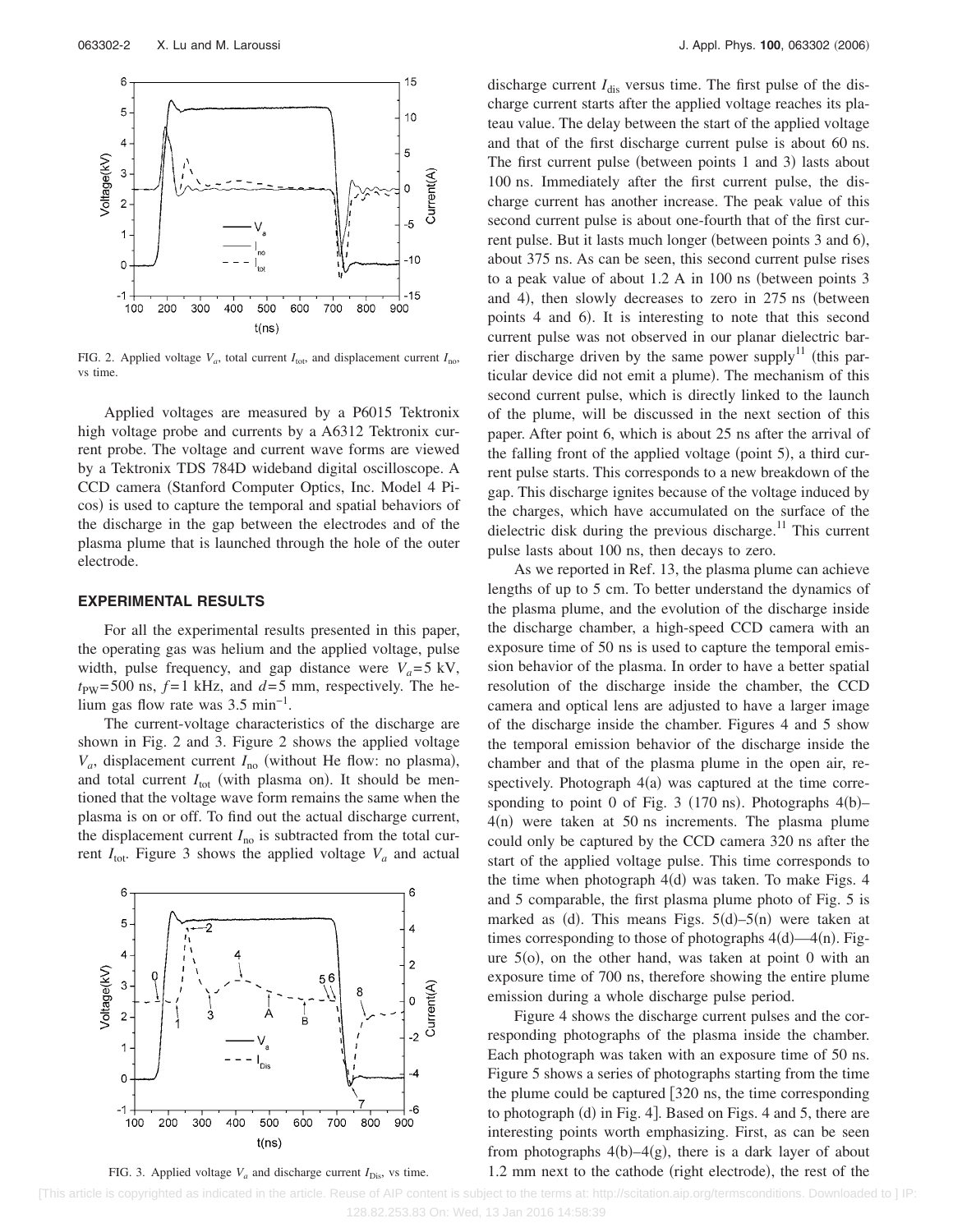FIG. 2. Applied voltage $V_a$, total current $I_{tot}$, and displacement current $I_{no}$, vs time.

Applied voltages are measured by a P6015 Tektronix high voltage probe and currents by a A6312 Tektronix current probe. The voltage and current wave forms are viewed by a Tektronix TDS 784D wideband digital oscilloscope. A CCD camera (Stanford Computer Optics, Inc. Model 4 Picos) is used to capture the temporal and spatial behaviors of the discharge in the gap between the electrodes and of the plasma plume that is launched through the hole of the outer electrode.

## EXPERIMENTAL RESULTS

For all the experimental results presented in this paper, the operating gas was helium and the applied voltage, pulse width, pulse frequency, and gap distance were $V_a$=5 kV, $t_{PW}$=500 ns, $f$=1 kHz, and $d$=5 mm, respectively. The helium gas flow rate was 3.5 min$^{-1}$.

The current-voltage characteristics of the discharge are shown in Fig. 2 and 3. Figure 2 shows the applied voltage $V_a$, displacement current $I_{no}$ (without He flow: no plasma), and total current $I_{tot}$ (with plasma on). It should be mentioned that the voltage wave form remains the same when the plasma is on or off. To find out the actual discharge current, the displacement current $I_{no}$ is subtracted from the total current $I_{tot}$. Figure 3 shows the applied voltage $V_a$ and actual discharge current $I_{dis}$ versus time. The first pulse of the discharge current starts after the applied voltage reaches its plateau value. The delay between the start of the applied voltage and that of the first discharge current pulse is about 60 ns. The first current pulse (between points 1 and 3) lasts about 100 ns. Immediately after the first current pulse, the discharge current has another increase. The peak value of this second current pulse is about one-fourth that of the first current pulse. But it lasts much longer (between points 3 and 6), about 375 ns. As can be seen, this second current pulse rises to a peak value of about 1.2 A in 100 ns (between points 3 and 4), then slowly decreases to zero in 275 ns (between points 4 and 6). It is interesting to note that this second current pulse was not observed in our planar dielectric barrier discharge driven by the same power supply[11] (this particular device did not emit a plume). The mechanism of this second current pulse, which is directly linked to the launch of the plume, will be discussed in the next section of this paper. After point 6, which is about 25 ns after the arrival of the falling front of the applied voltage (point 5), a third current pulse starts. This corresponds to a new breakdown of the gap. This discharge ignites because of the voltage induced by the charges, which have accumulated on the surface of the dielectric disk during the previous discharge.[11] This current pulse lasts about 100 ns, then decays to zero.

FIG. 3. Applied voltage $V_a$ and discharge current $I_{Dis}$, vs time.

As we reported in Ref. 13, the plasma plume can achieve lengths of up to 5 cm. To better understand the dynamics of the plasma plume, and the evolution of the discharge inside the discharge chamber, a high-speed CCD camera with an exposure time of 50 ns is used to capture the temporal emission behavior of the plasma. In order to have a better spatial resolution of the discharge inside the chamber, the CCD camera and optical lens are adjusted to have a larger image of the discharge inside the chamber. Figures 4 and 5 show the temporal emission behavior of the discharge inside the chamber and that of the plasma plume in the open air, respectively. Photograph 4(a) was captured at the time corresponding to point 0 of Fig. 3 (170 ns). Photographs 4(b)–4(n) were taken at 50 ns increments. The plasma plume could only be captured by the CCD camera 320 ns after the start of the applied voltage pulse. This time corresponds to the time when photograph 4(d) was taken. To make Figs. 4 and 5 comparable, the first plasma plume photo of Fig. 5 is marked as (d). This means Figs. 5(d)–5(n) were taken at times corresponding to those of photographs 4(d)—4(n). Figure 5(o), on the other hand, was taken at point 0 with an exposure time of 700 ns, therefore showing the entire plume emission during a whole discharge pulse period.

Figure 4 shows the discharge current pulses and the corresponding photographs of the plasma inside the chamber. Each photograph was taken with an exposure time of 50 ns. Figure 5 shows a series of photographs starting from the time the plume could be captured [320 ns, the time corresponding to photograph (d) in Fig. 4]. Based on Figs. 4 and 5, there are interesting points worth emphasizing. First, as can be seen from photographs 4(b)–4(g), there is a dark layer of about 1.2 mm next to the cathode (right electrode), the rest of the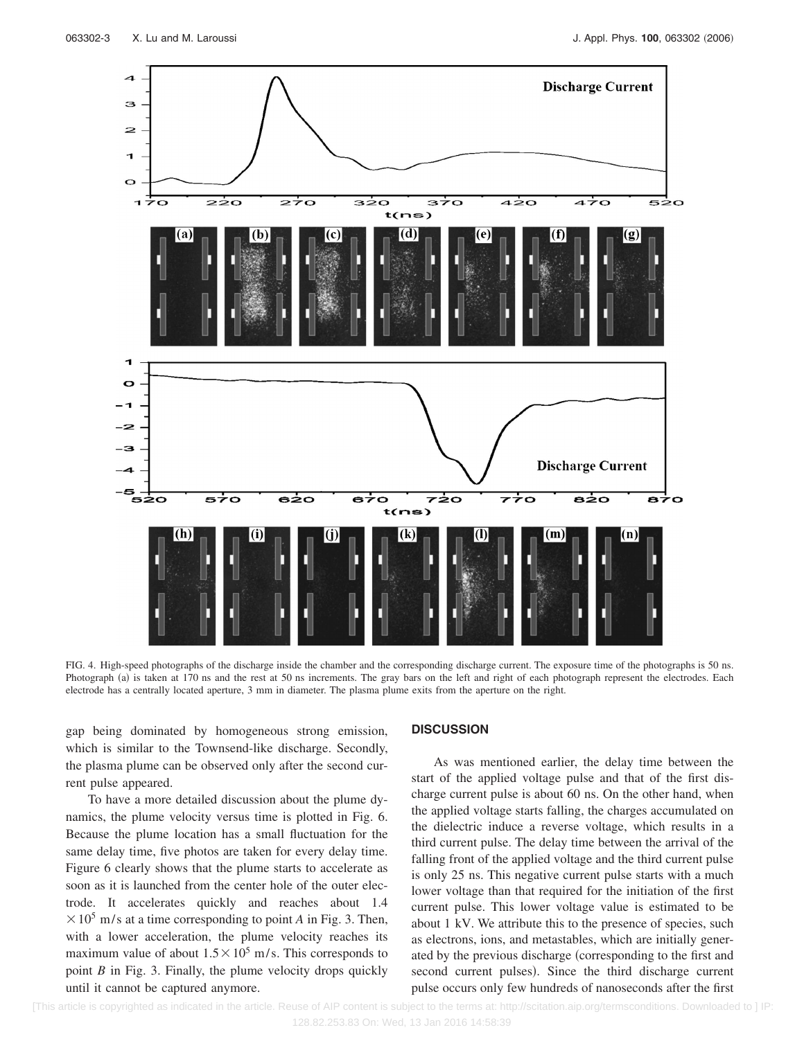FIG. 4. High-speed photographs of the discharge inside the chamber and the corresponding discharge current. The exposure time of the photographs is 50 ns. Photograph (a) is taken at 170 ns and the rest at 50 ns increments. The gray bars on the left and right of each photograph represent the electrodes. Each electrode has a centrally located aperture, 3 mm in diameter. The plasma plume exits from the aperture on the right.

gap being dominated by homogeneous strong emission, which is similar to the Townsend-like discharge. Secondly, the plasma plume can be observed only after the second current pulse appeared.

To have a more detailed discussion about the plume dynamics, the plume velocity versus time is plotted in Fig. 6. Because the plume location has a small fluctuation for the same delay time, five photos are taken for every delay time. Figure 6 clearly shows that the plume starts to accelerate as soon as it is launched from the center hole of the outer electrode. It accelerates quickly and reaches about $1.4 \times 10^5$ m/s at a time corresponding to point *A* in Fig. 3. Then, with a lower acceleration, the plume velocity reaches its maximum value of about $1.5 \times 10^5$ m/s. This corresponds to point *B* in Fig. 3. Finally, the plume velocity drops quickly until it cannot be captured anymore.

## DISCUSSION

As was mentioned earlier, the delay time between the start of the applied voltage pulse and that of the first discharge current pulse is about 60 ns. On the other hand, when the applied voltage starts falling, the charges accumulated on the dielectric induce a reverse voltage, which results in a third current pulse. The delay time between the arrival of the falling front of the applied voltage and the third current pulse is only 25 ns. This negative current pulse starts with a much lower voltage than that required for the initiation of the first current pulse. This lower voltage value is estimated to be about 1 kV. We attribute this to the presence of species, such as electrons, ions, and metastables, which are initially generated by the previous discharge (corresponding to the first and second current pulses). Since the third discharge current pulse occurs only few hundreds of nanoseconds after the first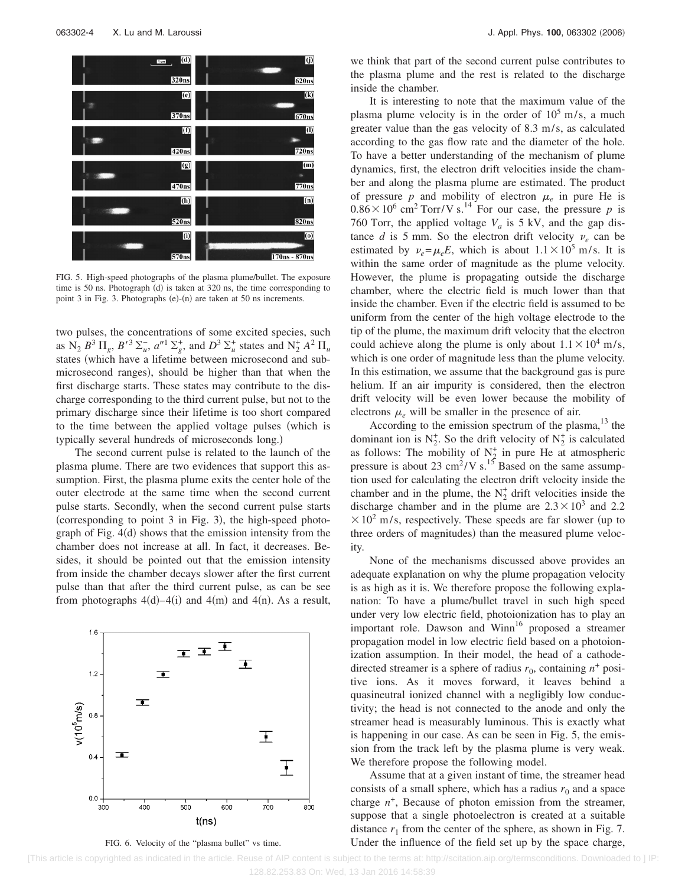FIG. 5. High-speed photographs of the plasma plume/bullet. The exposure time is 50 ns. Photograph (d) is taken at 320 ns, the time corresponding to point 3 in Fig. 3. Photographs (e)-(n) are taken at 50 ns increments.

two pulses, the concentrations of some excited species, such as $N_2$ $B^3\Pi_g$, $B'^3\Sigma_u^-$, $a''^1\Sigma_g^+$, and $D^3\Sigma_u^+$ states and $N_2^+$ $A^2\Pi_u$ states (which have a lifetime between microsecond and submicrosecond ranges), should be higher than that when the first discharge starts. These states may contribute to the discharge corresponding to the third current pulse, but not to the primary discharge since their lifetime is too short compared to the time between the applied voltage pulses (which is typically several hundreds of microseconds long.)

The second current pulse is related to the launch of the plasma plume. There are two evidences that support this assumption. First, the plasma plume exits the center hole of the outer electrode at the same time when the second current pulse starts. Secondly, when the second current pulse starts (corresponding to point 3 in Fig. 3), the high-speed photograph of Fig. 4(d) shows that the emission intensity from the chamber does not increase at all. In fact, it decreases. Besides, it should be pointed out that the emission intensity from inside the chamber decays slower after the first current pulse than that after the third current pulse, as can be see from photographs 4(d)–4(i) and 4(m) and 4(n). As a result, we think that part of the second current pulse contributes to the plasma plume and the rest is related to the discharge inside the chamber.

FIG. 6. Velocity of the "plasma bullet" vs time.

It is interesting to note that the maximum value of the plasma plume velocity is in the order of $10^5$ m/s, a much greater value than the gas velocity of 8.3 m/s, as calculated according to the gas flow rate and the diameter of the hole. To have a better understanding of the mechanism of plume dynamics, first, the electron drift velocities inside the chamber and along the plasma plume are estimated. The product of pressure $p$ and mobility of electron $\mu_e$ in pure He is $0.86\times10^6$ cm$^2$ Torr/V s.[14] For our case, the pressure $p$ is 760 Torr, the applied voltage $V_a$ is 5 kV, and the gap distance $d$ is 5 mm. So the electron drift velocity $\nu_e$ can be estimated by $\nu_e=\mu_e E$, which is about $1.1\times10^5$ m/s. It is within the same order of magnitude as the plume velocity. However, the plume is propagating outside the discharge chamber, where the electric field is much lower than that inside the chamber. Even if the electric field is assumed to be uniform from the center of the high voltage electrode to the tip of the plume, the maximum drift velocity that the electron could achieve along the plume is only about $1.1\times10^4$ m/s, which is one order of magnitude less than the plume velocity. In this estimation, we assume that the background gas is pure helium. If an air impurity is considered, then the electron drift velocity will be even lower because the mobility of electrons $\mu_e$ will be smaller in the presence of air.

According to the emission spectrum of the plasma,[13] the dominant ion is $N_2^+$. So the drift velocity of $N_2^+$ is calculated as follows: The mobility of $N_2^+$ in pure He at atmospheric pressure is about 23 cm$^2$/V s.[15] Based on the same assumption used for calculating the electron drift velocity inside the chamber and in the plume, the $N_2^+$ drift velocities inside the discharge chamber and in the plume are $2.3\times10^3$ and $2.2\times10^2$ m/s, respectively. These speeds are far slower (up to three orders of magnitudes) than the measured plume velocity.

None of the mechanisms discussed above provides an adequate explanation on why the plume propagation velocity is as high as it is. We therefore propose the following explanation: To have a plume/bullet travel in such high speed under very low electric field, photoionization has to play an important role. Dawson and Winn[16] proposed a streamer propagation model in low electric field based on a photoionization assumption. In their model, the head of a cathode-directed streamer is a sphere of radius $r_0$, containing $n^+$ positive ions. As it moves forward, it leaves behind a quasineutral ionized channel with a negligibly low conductivity; the head is not connected to the anode and only the streamer head is measurably luminous. This is exactly what is happening in our case. As can be seen in Fig. 5, the emission from the track left by the plasma plume is very weak. We therefore propose the following model.

Assume that at a given instant of time, the streamer head consists of a small sphere, which has a radius $r_0$ and a space charge $n^+$, Because of photon emission from the streamer, suppose that a single photoelectron is created at a suitable distance $r_1$ from the center of the sphere, as shown in Fig. 7. Under the influence of the field set up by the space charge,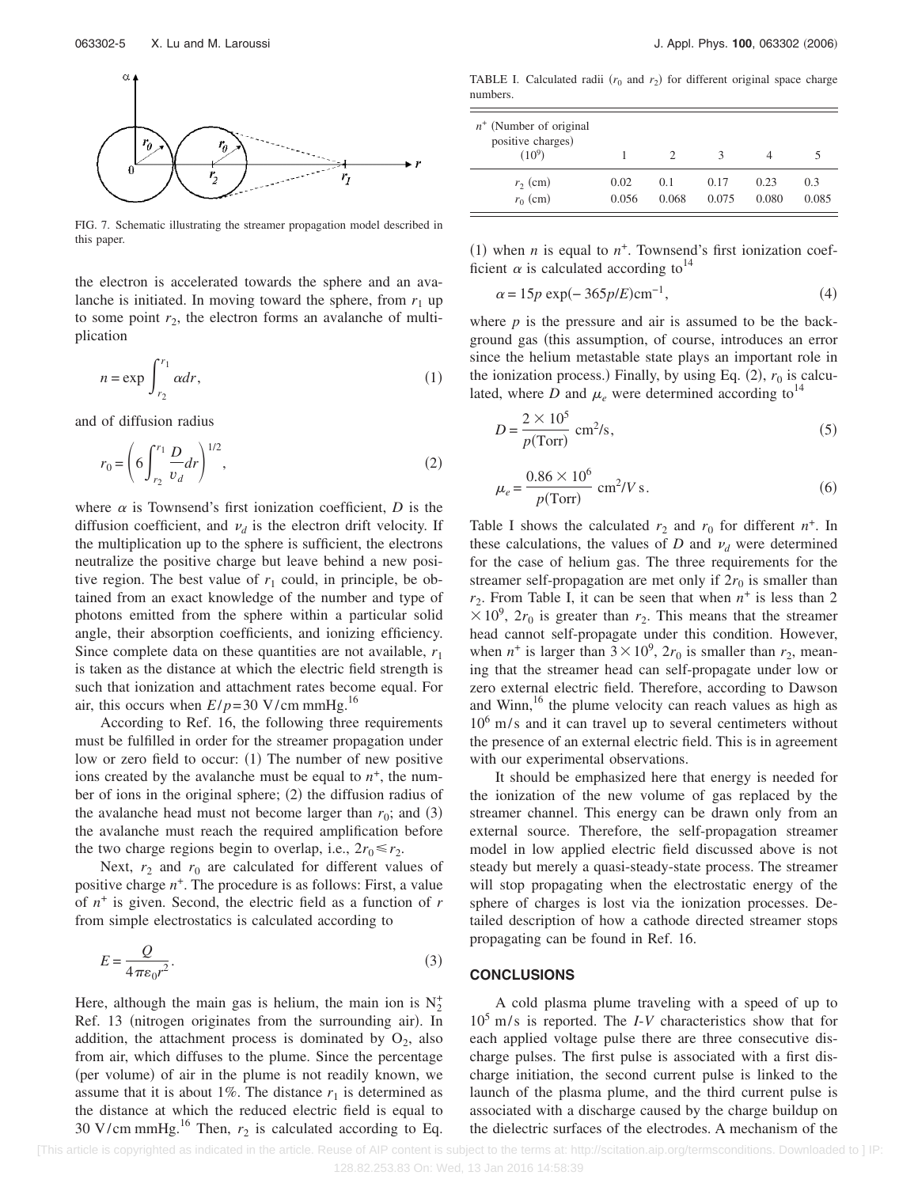FIG. 7. Schematic illustrating the streamer propagation model described in this paper.

the electron is accelerated towards the sphere and an avalanche is initiated. In moving toward the sphere, from $r_1$ up to some point $r_2$, the electron forms an avalanche of multiplication

$$n = \exp \int_{r_2}^{r_1} \alpha dr, \tag{1}$$

and of diffusion radius

$$r_0 = \left( 6 \int_{r_2}^{r_1} \frac{D}{v_d} dr \right)^{1/2}, \tag{2}$$

where $\alpha$ is Townsend's first ionization coefficient, $D$ is the diffusion coefficient, and $\nu_d$ is the electron drift velocity. If the multiplication up to the sphere is sufficient, the electrons neutralize the positive charge but leave behind a new positive region. The best value of $r_1$ could, in principle, be obtained from an exact knowledge of the number and type of photons emitted from the sphere within a particular solid angle, their absorption coefficients, and ionizing efficiency. Since complete data on these quantities are not available, $r_1$ is taken as the distance at which the electric field strength is such that ionization and attachment rates become equal. For air, this occurs when $E/p = 30$ V/cm mmHg.[16]

According to Ref. 16, the following three requirements must be fulfilled in order for the streamer propagation under low or zero field to occur: (1) The number of new positive ions created by the avalanche must be equal to $n^+$, the number of ions in the original sphere; (2) the diffusion radius of the avalanche head must not become larger than $r_0$; and (3) the avalanche must reach the required amplification before the two charge regions begin to overlap, i.e., $2r_0 \leq r_2$.

Next, $r_2$ and $r_0$ are calculated for different values of positive charge $n^+$. The procedure is as follows: First, a value of $n^+$ is given. Second, the electric field as a function of $r$ from simple electrostatics is calculated according to

$$E = \frac{Q}{4\pi\varepsilon_0 r^2}. \tag{3}$$

Here, although the main gas is helium, the main ion is $N_2^+$ Ref. 13 (nitrogen originates from the surrounding air). In addition, the attachment process is dominated by $O_2$, also from air, which diffuses to the plume. Since the percentage (per volume) of air in the plume is not readily known, we assume that it is about 1%. The distance $r_1$ is determined as the distance at which the reduced electric field is equal to 30 V/cm mmHg.[16] Then, $r_2$ is calculated according to Eq. (1) when $n$ is equal to $n^+$. Townsend's first ionization coefficient $\alpha$ is calculated according to[14]

$$\alpha = 15p \exp(-365p/E)\text{cm}^{-1}, \tag{4}$$

where $p$ is the pressure and air is assumed to be the background gas (this assumption, of course, introduces an error since the helium metastable state plays an important role in the ionization process.) Finally, by using Eq. (2), $r_0$ is calculated, where $D$ and $\mu_e$ were determined according to[14]

$$D = \frac{2 \times 10^5}{p(\text{Torr})} \text{ cm}^2/\text{s}, \tag{5}$$

$$\mu_e = \frac{0.86 \times 10^6}{p(\text{Torr})} \text{ cm}^2/V \text{ s}. \tag{6}$$

TABLE I. Calculated radii ($r_0$ and $r_2$) for different original space charge numbers.

| $n^+$ (Number of original positive charges) ($10^9$) | 1 | 2 | 3 | 4 | 5 |
|---|---|---|---|---|---|
| $r_2$ (cm) | 0.02 | 0.1 | 0.17 | 0.23 | 0.3 |
| $r_0$ (cm) | 0.056 | 0.068 | 0.075 | 0.080 | 0.085 |

Table I shows the calculated $r_2$ and $r_0$ for different $n^+$. In these calculations, the values of $D$ and $\nu_d$ were determined for the case of helium gas. The three requirements for the streamer self-propagation are met only if $2r_0$ is smaller than $r_2$. From Table I, it can be seen that when $n^+$ is less than $2 \times 10^9$, $2r_0$ is greater than $r_2$. This means that the streamer head cannot self-propagate under this condition. However, when $n^+$ is larger than $3 \times 10^9$, $2r_0$ is smaller than $r_2$, meaning that the streamer head can self-propagate under low or zero external electric field. Therefore, according to Dawson and Winn,[16] the plume velocity can reach values as high as $10^6$ m/s and it can travel up to several centimeters without the presence of an external electric field. This is in agreement with our experimental observations.

It should be emphasized here that energy is needed for the ionization of the new volume of gas replaced by the streamer channel. This energy can be drawn only from an external source. Therefore, the self-propagation streamer model in low applied electric field discussed above is not steady but merely a quasi-steady-state process. The streamer will stop propagating when the electrostatic energy of the sphere of charges is lost via the ionization processes. Detailed description of how a cathode directed streamer stops propagating can be found in Ref. 16.

## CONCLUSIONS

A cold plasma plume traveling with a speed of up to $10^5$ m/s is reported. The *I-V* characteristics show that for each applied voltage pulse there are three consecutive discharge pulses. The first pulse is associated with a first discharge initiation, the second current pulse is linked to the launch of the plasma plume, and the third current pulse is associated with a discharge caused by the charge buildup on the dielectric surfaces of the electrodes. A mechanism of the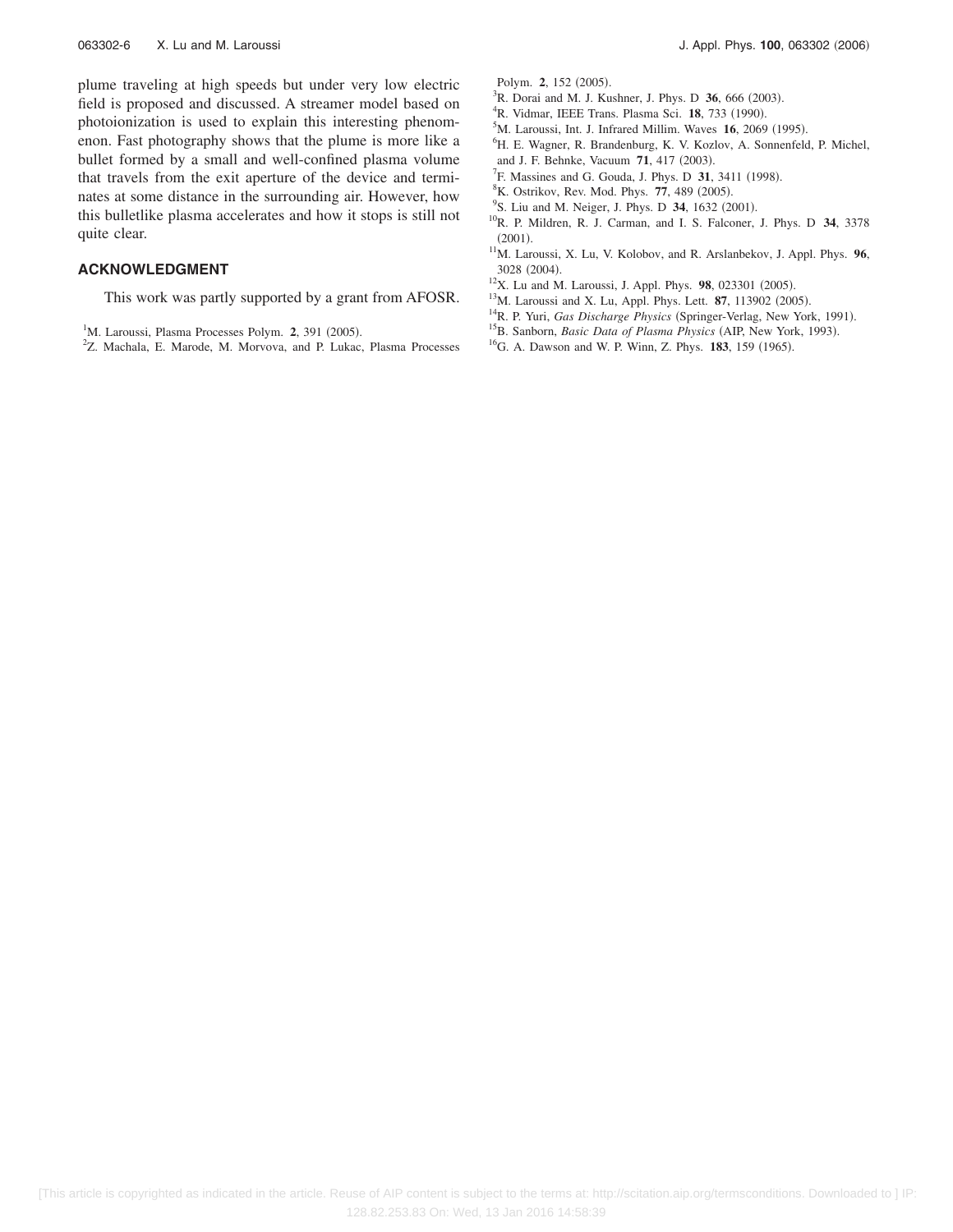plume traveling at high speeds but under very low electric field is proposed and discussed. A streamer model based on photoionization is used to explain this interesting phenomenon. Fast photography shows that the plume is more like a bullet formed by a small and well-confined plasma volume that travels from the exit aperture of the device and terminates at some distance in the surrounding air. However, how this bulletlike plasma accelerates and how it stops is still not quite clear.

## ACKNOWLEDGMENT

This work was partly supported by a grant from AFOSR.

[1] M. Laroussi, Plasma Processes Polym. **2**, 391 (2005).
[2] Z. Machala, E. Marode, M. Morvova, and P. Lukac, Plasma Processes Polym. **2**, 152 (2005).
[3] R. Dorai and M. J. Kushner, J. Phys. D **36**, 666 (2003).
[4] R. Vidmar, IEEE Trans. Plasma Sci. **18**, 733 (1990).
[5] M. Laroussi, Int. J. Infrared Millim. Waves **16**, 2069 (1995).
[6] H. E. Wagner, R. Brandenburg, K. V. Kozlov, A. Sonnenfeld, P. Michel, and J. F. Behnke, Vacuum **71**, 417 (2003).
[7] F. Massines and G. Gouda, J. Phys. D **31**, 3411 (1998).
[8] K. Ostrikov, Rev. Mod. Phys. **77**, 489 (2005).
[9] S. Liu and M. Neiger, J. Phys. D **34**, 1632 (2001).
[10] R. P. Mildren, R. J. Carman, and I. S. Falconer, J. Phys. D **34**, 3378 (2001).
[11] M. Laroussi, X. Lu, V. Kolobov, and R. Arslanbekov, J. Appl. Phys. **96**, 3028 (2004).
[12] X. Lu and M. Laroussi, J. Appl. Phys. **98**, 023301 (2005).
[13] M. Laroussi and X. Lu, Appl. Phys. Lett. **87**, 113902 (2005).
[14] R. P. Yuri, *Gas Discharge Physics* (Springer-Verlag, New York, 1991).
[15] B. Sanborn, *Basic Data of Plasma Physics* (AIP, New York, 1993).
[16] G. A. Dawson and W. P. Winn, Z. Phys. **183**, 159 (1965).